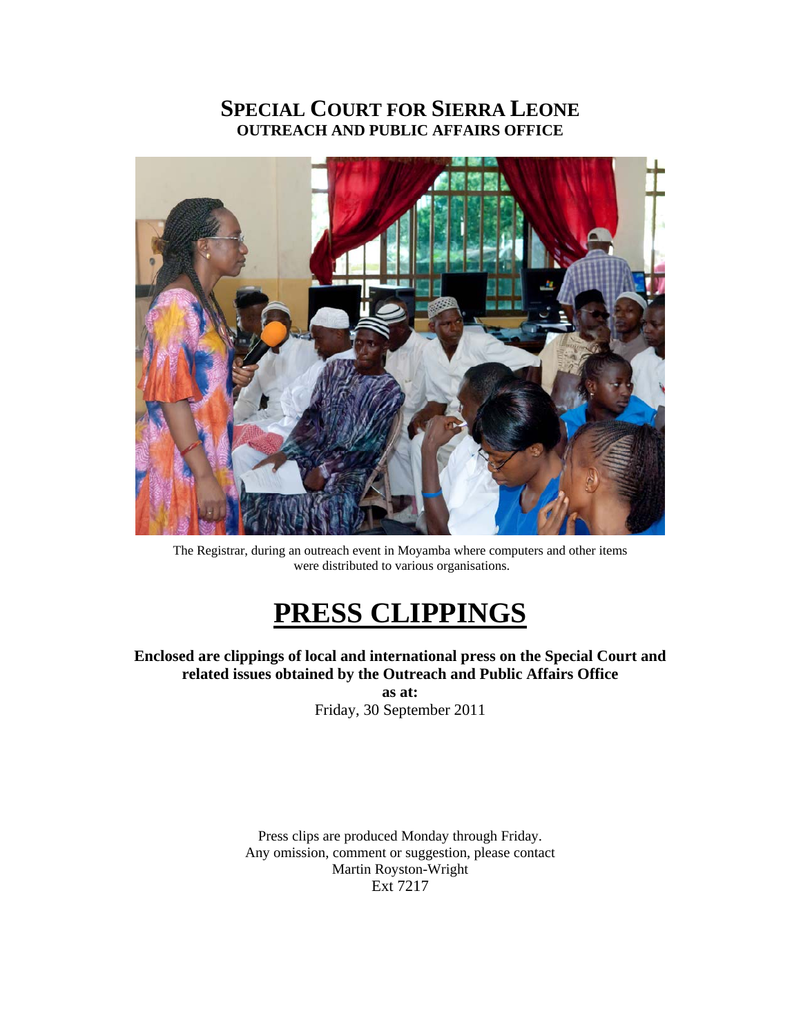# SPECIAL COURT FOR SIERRA LEONE
## OUTREACH AND PUBLIC AFFAIRS OFFICE

The Registrar, during an outreach event in Moyamba where computers and other items were distributed to various organisations.

# PRESS CLIPPINGS

**Enclosed are clippings of local and international press on the Special Court and related issues obtained by the Outreach and Public Affairs Office**

**as at:**

Friday, 30 September 2011

Press clips are produced Monday through Friday.
Any omission, comment or suggestion, please contact
Martin Royston-Wright
Ext 7217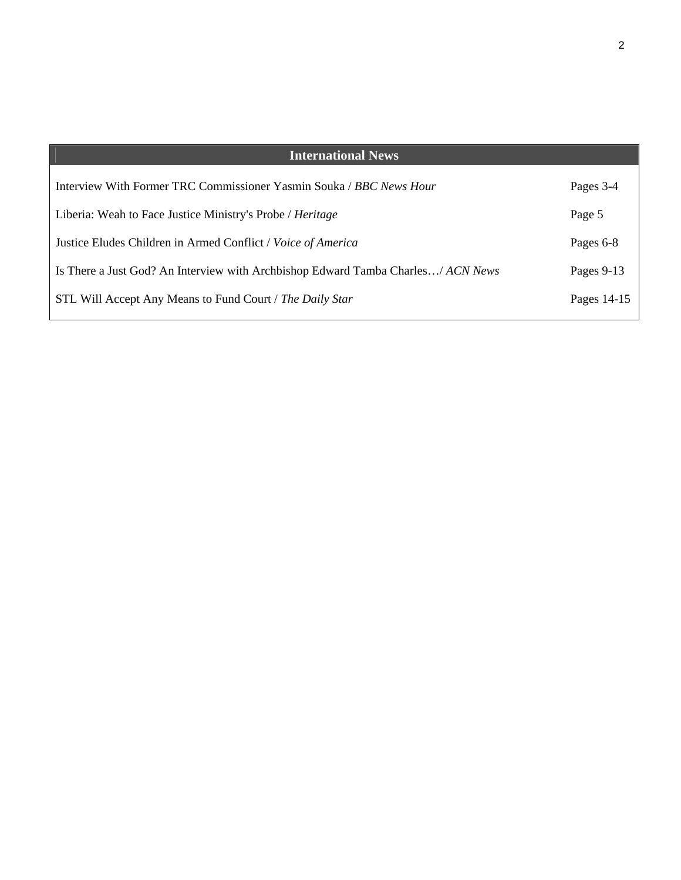## International News

| | |
|---|---|
| Interview With Former TRC Commissioner Yasmin Souka / *BBC News Hour* | Pages 3-4 |
| Liberia: Weah to Face Justice Ministry's Probe / *Heritage* | Page 5 |
| Justice Eludes Children in Armed Conflict / *Voice of America* | Pages 6-8 |
| Is There a Just God? An Interview with Archbishop Edward Tamba Charles…/ *ACN News* | Pages 9-13 |
| STL Will Accept Any Means to Fund Court / *The Daily Star* | Pages 14-15 |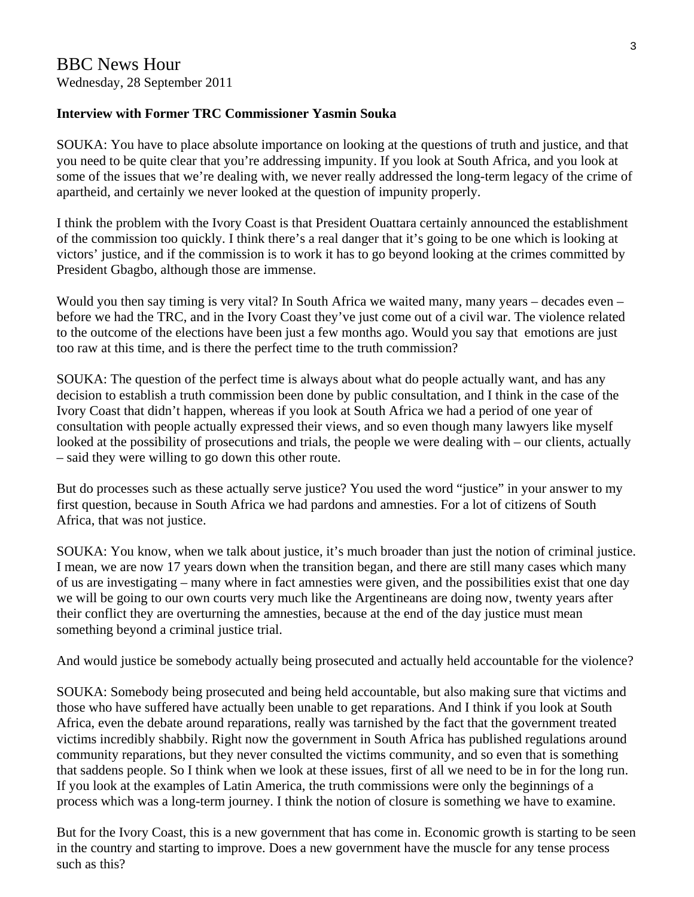# BBC News Hour

Wednesday, 28 September 2011

**Interview with Former TRC Commissioner Yasmin Souka**

SOUKA: You have to place absolute importance on looking at the questions of truth and justice, and that you need to be quite clear that you're addressing impunity. If you look at South Africa, and you look at some of the issues that we're dealing with, we never really addressed the long-term legacy of the crime of apartheid, and certainly we never looked at the question of impunity properly.

I think the problem with the Ivory Coast is that President Ouattara certainly announced the establishment of the commission too quickly. I think there's a real danger that it's going to be one which is looking at victors' justice, and if the commission is to work it has to go beyond looking at the crimes committed by President Gbagbo, although those are immense.

Would you then say timing is very vital? In South Africa we waited many, many years – decades even – before we had the TRC, and in the Ivory Coast they've just come out of a civil war. The violence related to the outcome of the elections have been just a few months ago. Would you say that emotions are just too raw at this time, and is there the perfect time to the truth commission?

SOUKA: The question of the perfect time is always about what do people actually want, and has any decision to establish a truth commission been done by public consultation, and I think in the case of the Ivory Coast that didn't happen, whereas if you look at South Africa we had a period of one year of consultation with people actually expressed their views, and so even though many lawyers like myself looked at the possibility of prosecutions and trials, the people we were dealing with – our clients, actually – said they were willing to go down this other route.

But do processes such as these actually serve justice? You used the word "justice" in your answer to my first question, because in South Africa we had pardons and amnesties. For a lot of citizens of South Africa, that was not justice.

SOUKA: You know, when we talk about justice, it's much broader than just the notion of criminal justice. I mean, we are now 17 years down when the transition began, and there are still many cases which many of us are investigating – many where in fact amnesties were given, and the possibilities exist that one day we will be going to our own courts very much like the Argentineans are doing now, twenty years after their conflict they are overturning the amnesties, because at the end of the day justice must mean something beyond a criminal justice trial.

And would justice be somebody actually being prosecuted and actually held accountable for the violence?

SOUKA: Somebody being prosecuted and being held accountable, but also making sure that victims and those who have suffered have actually been unable to get reparations. And I think if you look at South Africa, even the debate around reparations, really was tarnished by the fact that the government treated victims incredibly shabbily. Right now the government in South Africa has published regulations around community reparations, but they never consulted the victims community, and so even that is something that saddens people. So I think when we look at these issues, first of all we need to be in for the long run. If you look at the examples of Latin America, the truth commissions were only the beginnings of a process which was a long-term journey. I think the notion of closure is something we have to examine.

But for the Ivory Coast, this is a new government that has come in. Economic growth is starting to be seen in the country and starting to improve. Does a new government have the muscle for any tense process such as this?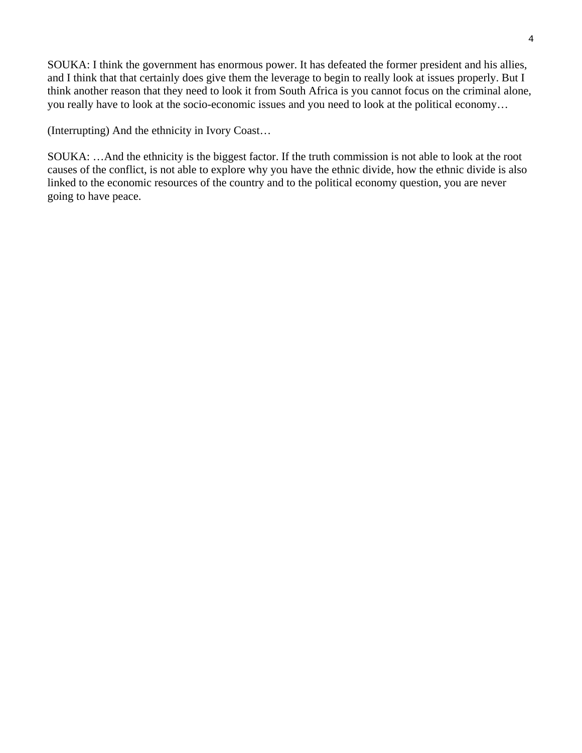SOUKA: I think the government has enormous power. It has defeated the former president and his allies, and I think that that certainly does give them the leverage to begin to really look at issues properly. But I think another reason that they need to look it from South Africa is you cannot focus on the criminal alone, you really have to look at the socio-economic issues and you need to look at the political economy…

(Interrupting) And the ethnicity in Ivory Coast…

SOUKA: …And the ethnicity is the biggest factor. If the truth commission is not able to look at the root causes of the conflict, is not able to explore why you have the ethnic divide, how the ethnic divide is also linked to the economic resources of the country and to the political economy question, you are never going to have peace.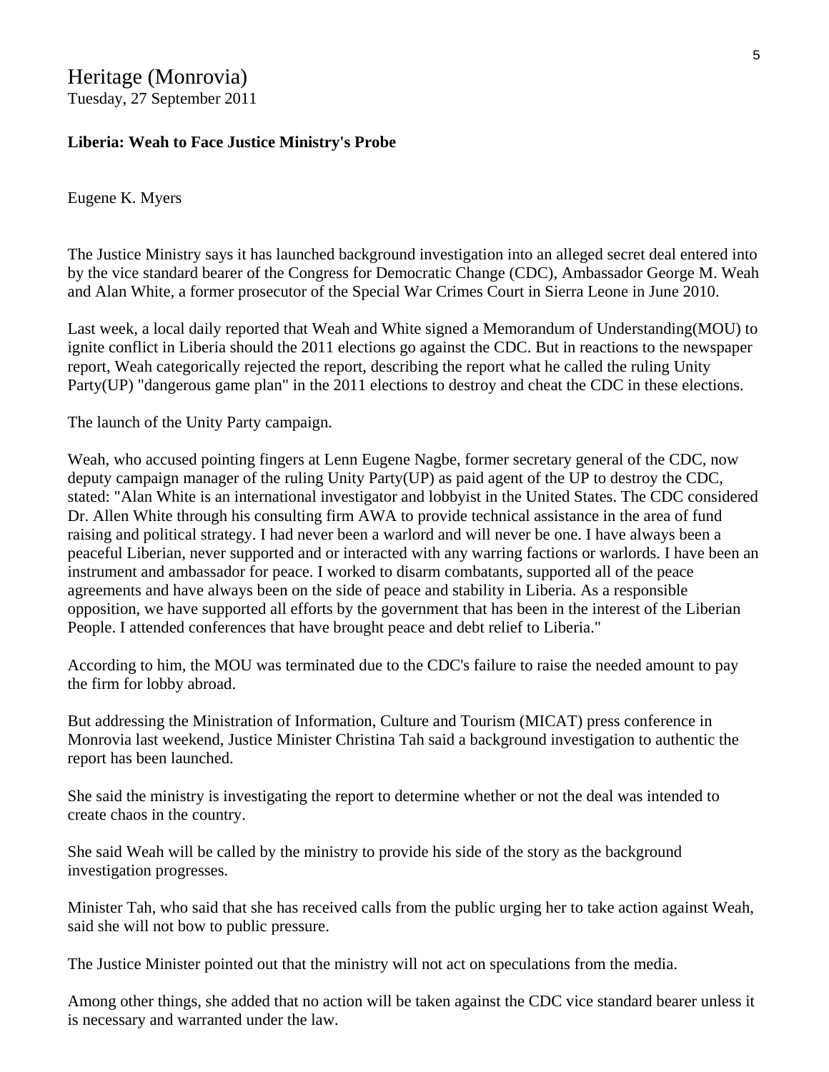# Heritage (Monrovia)

Tuesday, 27 September 2011

**Liberia: Weah to Face Justice Ministry's Probe**

Eugene K. Myers

The Justice Ministry says it has launched background investigation into an alleged secret deal entered into by the vice standard bearer of the Congress for Democratic Change (CDC), Ambassador George M. Weah and Alan White, a former prosecutor of the Special War Crimes Court in Sierra Leone in June 2010.

Last week, a local daily reported that Weah and White signed a Memorandum of Understanding(MOU) to ignite conflict in Liberia should the 2011 elections go against the CDC. But in reactions to the newspaper report, Weah categorically rejected the report, describing the report what he called the ruling Unity Party(UP) "dangerous game plan" in the 2011 elections to destroy and cheat the CDC in these elections.

The launch of the Unity Party campaign.

Weah, who accused pointing fingers at Lenn Eugene Nagbe, former secretary general of the CDC, now deputy campaign manager of the ruling Unity Party(UP) as paid agent of the UP to destroy the CDC, stated: "Alan White is an international investigator and lobbyist in the United States. The CDC considered Dr. Allen White through his consulting firm AWA to provide technical assistance in the area of fund raising and political strategy. I had never been a warlord and will never be one. I have always been a peaceful Liberian, never supported and or interacted with any warring factions or warlords. I have been an instrument and ambassador for peace. I worked to disarm combatants, supported all of the peace agreements and have always been on the side of peace and stability in Liberia. As a responsible opposition, we have supported all efforts by the government that has been in the interest of the Liberian People. I attended conferences that have brought peace and debt relief to Liberia."

According to him, the MOU was terminated due to the CDC's failure to raise the needed amount to pay the firm for lobby abroad.

But addressing the Ministration of Information, Culture and Tourism (MICAT) press conference in Monrovia last weekend, Justice Minister Christina Tah said a background investigation to authentic the report has been launched.

She said the ministry is investigating the report to determine whether or not the deal was intended to create chaos in the country.

She said Weah will be called by the ministry to provide his side of the story as the background investigation progresses.

Minister Tah, who said that she has received calls from the public urging her to take action against Weah, said she will not bow to public pressure.

The Justice Minister pointed out that the ministry will not act on speculations from the media.

Among other things, she added that no action will be taken against the CDC vice standard bearer unless it is necessary and warranted under the law.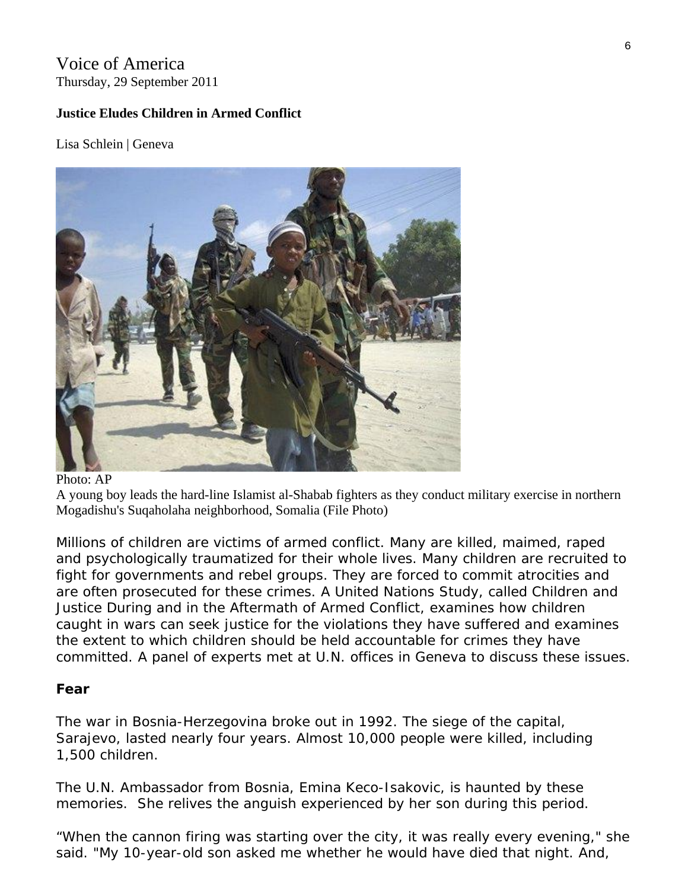# Voice of America

Thursday, 29 September 2011

**Justice Eludes Children in Armed Conflict**

Lisa Schlein | Geneva

Photo: AP

A young boy leads the hard-line Islamist al-Shabab fighters as they conduct military exercise in northern Mogadishu's Suqaholaha neighborhood, Somalia (File Photo)

Millions of children are victims of armed conflict. Many are killed, maimed, raped and psychologically traumatized for their whole lives. Many children are recruited to fight for governments and rebel groups. They are forced to commit atrocities and are often prosecuted for these crimes. A United Nations Study, called Children and Justice During and in the Aftermath of Armed Conflict, examines how children caught in wars can seek justice for the violations they have suffered and examines the extent to which children should be held accountable for crimes they have committed. A panel of experts met at U.N. offices in Geneva to discuss these issues.

## Fear

The war in Bosnia-Herzegovina broke out in 1992. The siege of the capital, Sarajevo, lasted nearly four years. Almost 10,000 people were killed, including 1,500 children.

The U.N. Ambassador from Bosnia, Emina Keco-Isakovic, is haunted by these memories. She relives the anguish experienced by her son during this period.

"When the cannon firing was starting over the city, it was really every evening," she said. "My 10-year-old son asked me whether he would have died that night. And,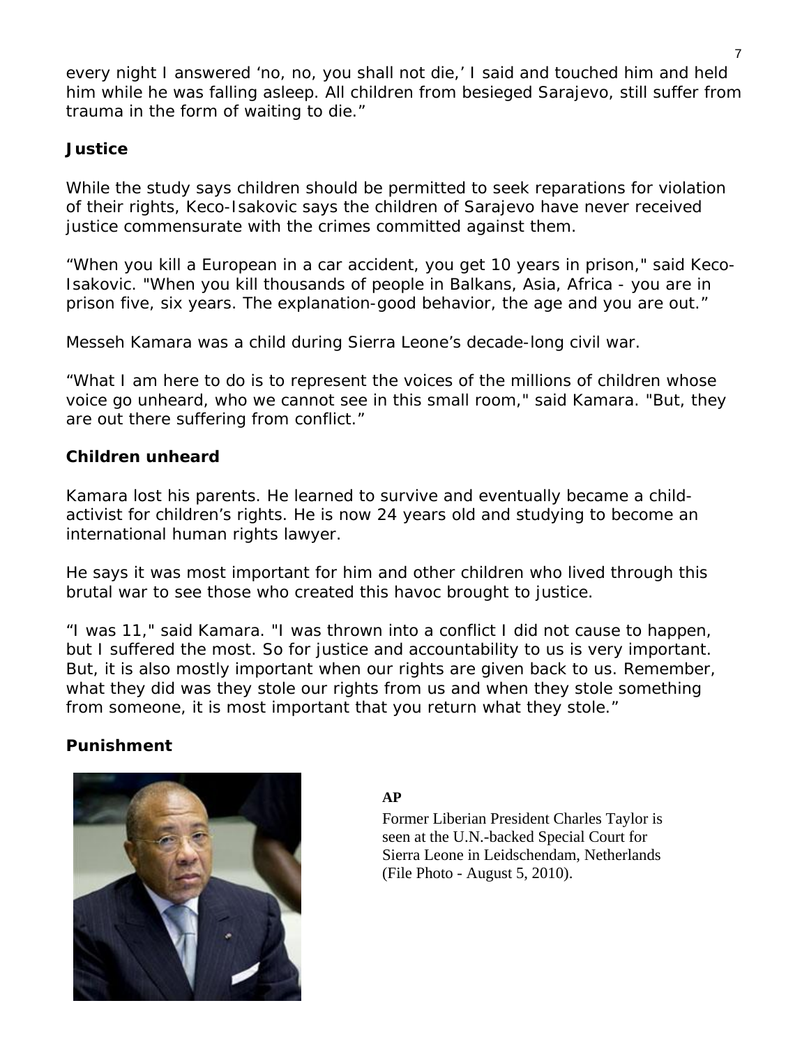every night I answered 'no, no, you shall not die,' I said and touched him and held him while he was falling asleep. All children from besieged Sarajevo, still suffer from trauma in the form of waiting to die."

**Justice**

While the study says children should be permitted to seek reparations for violation of their rights, Keco-Isakovic says the children of Sarajevo have never received justice commensurate with the crimes committed against them.

"When you kill a European in a car accident, you get 10 years in prison," said Keco-Isakovic. "When you kill thousands of people in Balkans, Asia, Africa - you are in prison five, six years. The explanation-good behavior, the age and you are out."

Messeh Kamara was a child during Sierra Leone's decade-long civil war.

"What I am here to do is to represent the voices of the millions of children whose voice go unheard, who we cannot see in this small room," said Kamara. "But, they are out there suffering from conflict."

**Children unheard**

Kamara lost his parents. He learned to survive and eventually became a child-activist for children's rights. He is now 24 years old and studying to become an international human rights lawyer.

He says it was most important for him and other children who lived through this brutal war to see those who created this havoc brought to justice.

"I was 11," said Kamara. "I was thrown into a conflict I did not cause to happen, but I suffered the most. So for justice and accountability to us is very important. But, it is also mostly important when our rights are given back to us. Remember, what they did was they stole our rights from us and when they stole something from someone, it is most important that you return what they stole."

**Punishment**

**AP**

Former Liberian President Charles Taylor is seen at the U.N.-backed Special Court for Sierra Leone in Leidschendam, Netherlands (File Photo - August 5, 2010).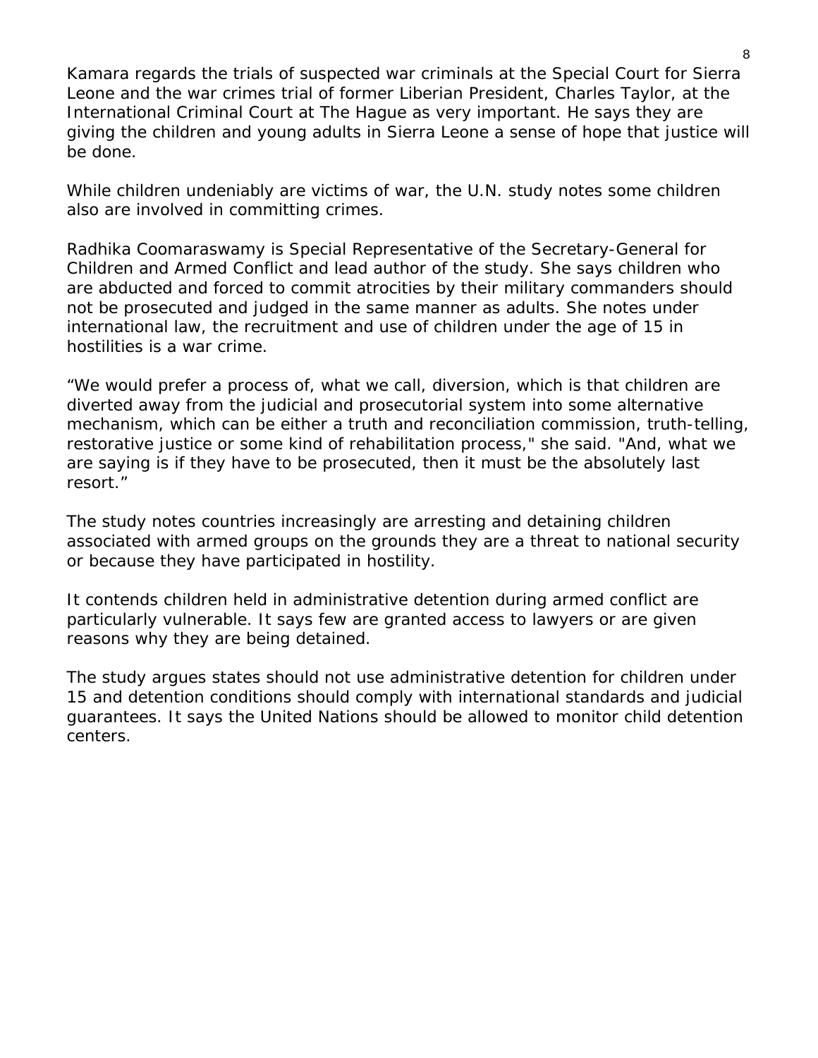Kamara regards the trials of suspected war criminals at the Special Court for Sierra Leone and the war crimes trial of former Liberian President, Charles Taylor, at the International Criminal Court at The Hague as very important. He says they are giving the children and young adults in Sierra Leone a sense of hope that justice will be done.

While children undeniably are victims of war, the U.N. study notes some children also are involved in committing crimes.

Radhika Coomaraswamy is Special Representative of the Secretary-General for Children and Armed Conflict and lead author of the study. She says children who are abducted and forced to commit atrocities by their military commanders should not be prosecuted and judged in the same manner as adults. She notes under international law, the recruitment and use of children under the age of 15 in hostilities is a war crime.

“We would prefer a process of, what we call, diversion, which is that children are diverted away from the judicial and prosecutorial system into some alternative mechanism, which can be either a truth and reconciliation commission, truth-telling, restorative justice or some kind of rehabilitation process," she said. "And, what we are saying is if they have to be prosecuted, then it must be the absolutely last resort.”

The study notes countries increasingly are arresting and detaining children associated with armed groups on the grounds they are a threat to national security or because they have participated in hostility.

It contends children held in administrative detention during armed conflict are particularly vulnerable. It says few are granted access to lawyers or are given reasons why they are being detained.

The study argues states should not use administrative detention for children under 15 and detention conditions should comply with international standards and judicial guarantees. It says the United Nations should be allowed to monitor child detention centers.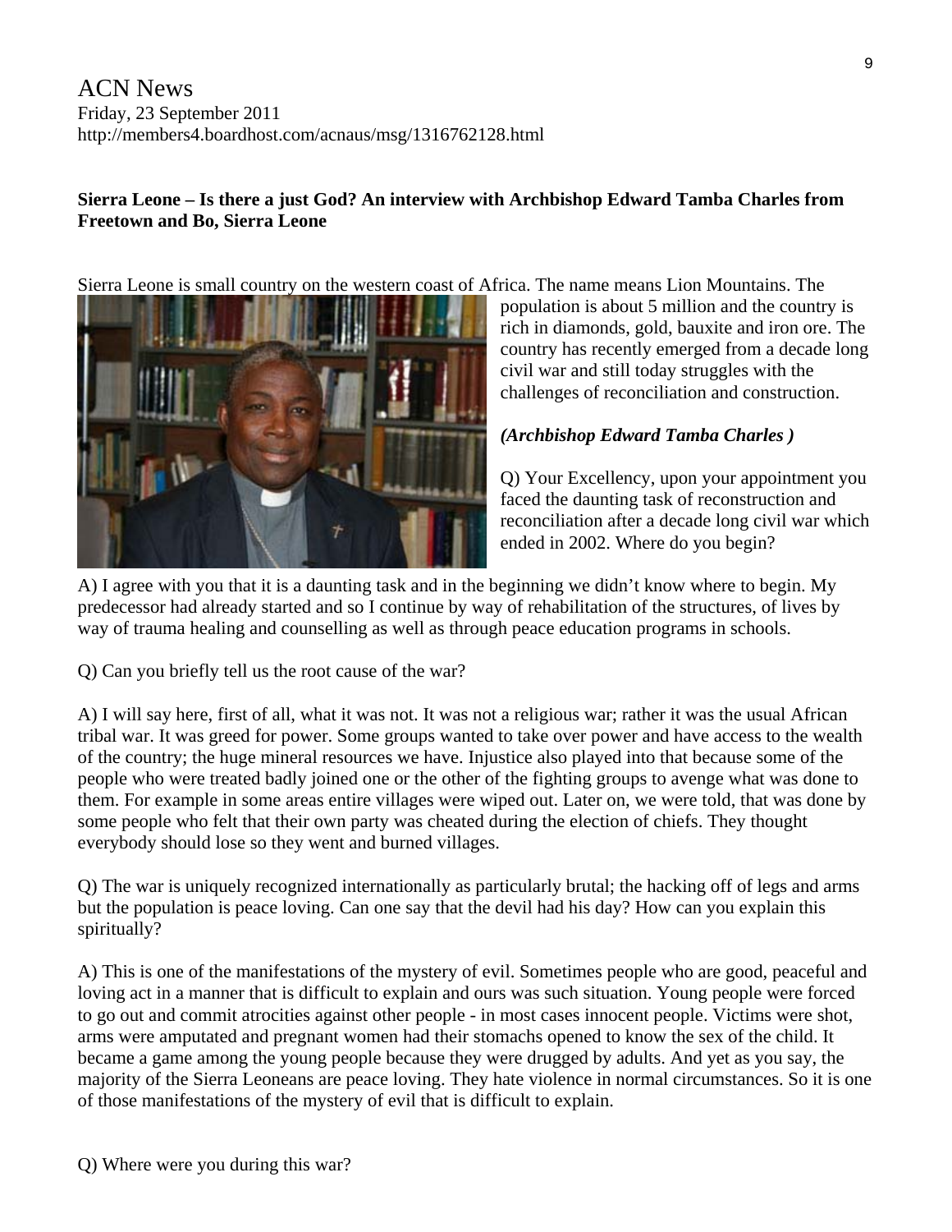ACN News
Friday, 23 September 2011
http://members4.boardhost.com/acnaus/msg/1316762128.html

**Sierra Leone – Is there a just God? An interview with Archbishop Edward Tamba Charles from Freetown and Bo, Sierra Leone**

Sierra Leone is small country on the western coast of Africa. The name means Lion Mountains. The population is about 5 million and the country is rich in diamonds, gold, bauxite and iron ore. The country has recently emerged from a decade long civil war and still today struggles with the challenges of reconciliation and construction.

***(Archbishop Edward Tamba Charles )***

Q) Your Excellency, upon your appointment you faced the daunting task of reconstruction and reconciliation after a decade long civil war which ended in 2002. Where do you begin?

A) I agree with you that it is a daunting task and in the beginning we didn't know where to begin. My predecessor had already started and so I continue by way of rehabilitation of the structures, of lives by way of trauma healing and counselling as well as through peace education programs in schools.

Q) Can you briefly tell us the root cause of the war?

A) I will say here, first of all, what it was not. It was not a religious war; rather it was the usual African tribal war. It was greed for power. Some groups wanted to take over power and have access to the wealth of the country; the huge mineral resources we have. Injustice also played into that because some of the people who were treated badly joined one or the other of the fighting groups to avenge what was done to them. For example in some areas entire villages were wiped out. Later on, we were told, that was done by some people who felt that their own party was cheated during the election of chiefs. They thought everybody should lose so they went and burned villages.

Q) The war is uniquely recognized internationally as particularly brutal; the hacking off of legs and arms but the population is peace loving. Can one say that the devil had his day? How can you explain this spiritually?

A) This is one of the manifestations of the mystery of evil. Sometimes people who are good, peaceful and loving act in a manner that is difficult to explain and ours was such situation. Young people were forced to go out and commit atrocities against other people - in most cases innocent people. Victims were shot, arms were amputated and pregnant women had their stomachs opened to know the sex of the child. It became a game among the young people because they were drugged by adults. And yet as you say, the majority of the Sierra Leoneans are peace loving. They hate violence in normal circumstances. So it is one of those manifestations of the mystery of evil that is difficult to explain.

Q) Where were you during this war?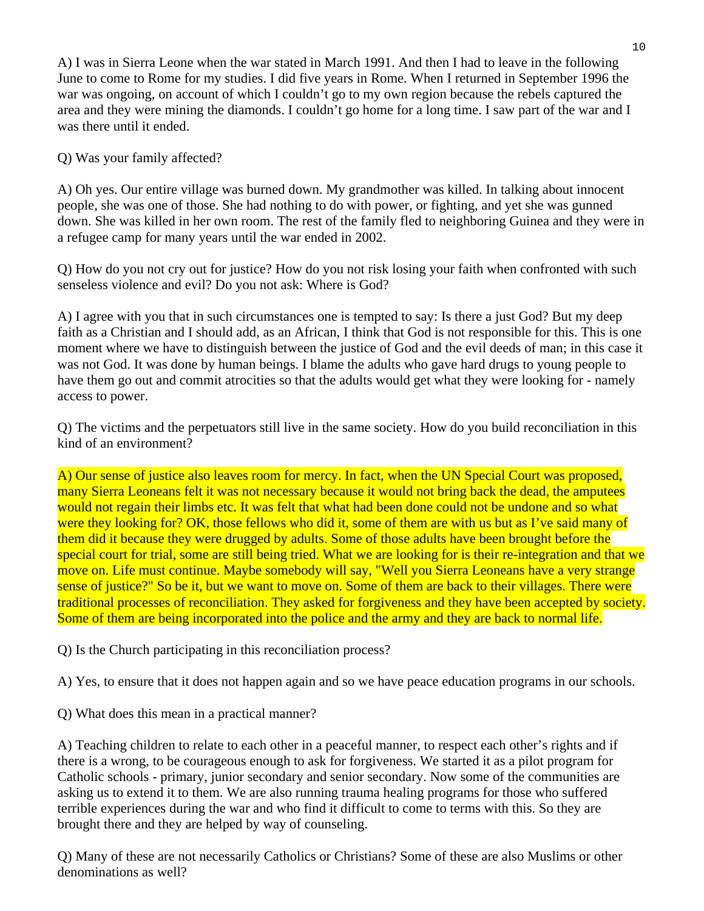A) I was in Sierra Leone when the war stated in March 1991. And then I had to leave in the following June to come to Rome for my studies. I did five years in Rome. When I returned in September 1996 the war was ongoing, on account of which I couldn't go to my own region because the rebels captured the area and they were mining the diamonds. I couldn't go home for a long time. I saw part of the war and I was there until it ended.

Q) Was your family affected?

A) Oh yes. Our entire village was burned down. My grandmother was killed. In talking about innocent people, she was one of those. She had nothing to do with power, or fighting, and yet she was gunned down. She was killed in her own room. The rest of the family fled to neighboring Guinea and they were in a refugee camp for many years until the war ended in 2002.

Q) How do you not cry out for justice? How do you not risk losing your faith when confronted with such senseless violence and evil? Do you not ask: Where is God?

A) I agree with you that in such circumstances one is tempted to say: Is there a just God? But my deep faith as a Christian and I should add, as an African, I think that God is not responsible for this. This is one moment where we have to distinguish between the justice of God and the evil deeds of man; in this case it was not God. It was done by human beings. I blame the adults who gave hard drugs to young people to have them go out and commit atrocities so that the adults would get what they were looking for - namely access to power.

Q) The victims and the perpetuators still live in the same society. How do you build reconciliation in this kind of an environment?

A) Our sense of justice also leaves room for mercy. In fact, when the UN Special Court was proposed, many Sierra Leoneans felt it was not necessary because it would not bring back the dead, the amputees would not regain their limbs etc. It was felt that what had been done could not be undone and so what were they looking for? OK, those fellows who did it, some of them are with us but as I've said many of them did it because they were drugged by adults. Some of those adults have been brought before the special court for trial, some are still being tried. What we are looking for is their re-integration and that we move on. Life must continue. Maybe somebody will say, "Well you Sierra Leoneans have a very strange sense of justice?" So be it, but we want to move on. Some of them are back to their villages. There were traditional processes of reconciliation. They asked for forgiveness and they have been accepted by society. Some of them are being incorporated into the police and the army and they are back to normal life.

Q) Is the Church participating in this reconciliation process?

A) Yes, to ensure that it does not happen again and so we have peace education programs in our schools.

Q) What does this mean in a practical manner?

A) Teaching children to relate to each other in a peaceful manner, to respect each other's rights and if there is a wrong, to be courageous enough to ask for forgiveness. We started it as a pilot program for Catholic schools - primary, junior secondary and senior secondary. Now some of the communities are asking us to extend it to them. We are also running trauma healing programs for those who suffered terrible experiences during the war and who find it difficult to come to terms with this. So they are brought there and they are helped by way of counseling.

Q) Many of these are not necessarily Catholics or Christians? Some of these are also Muslims or other denominations as well?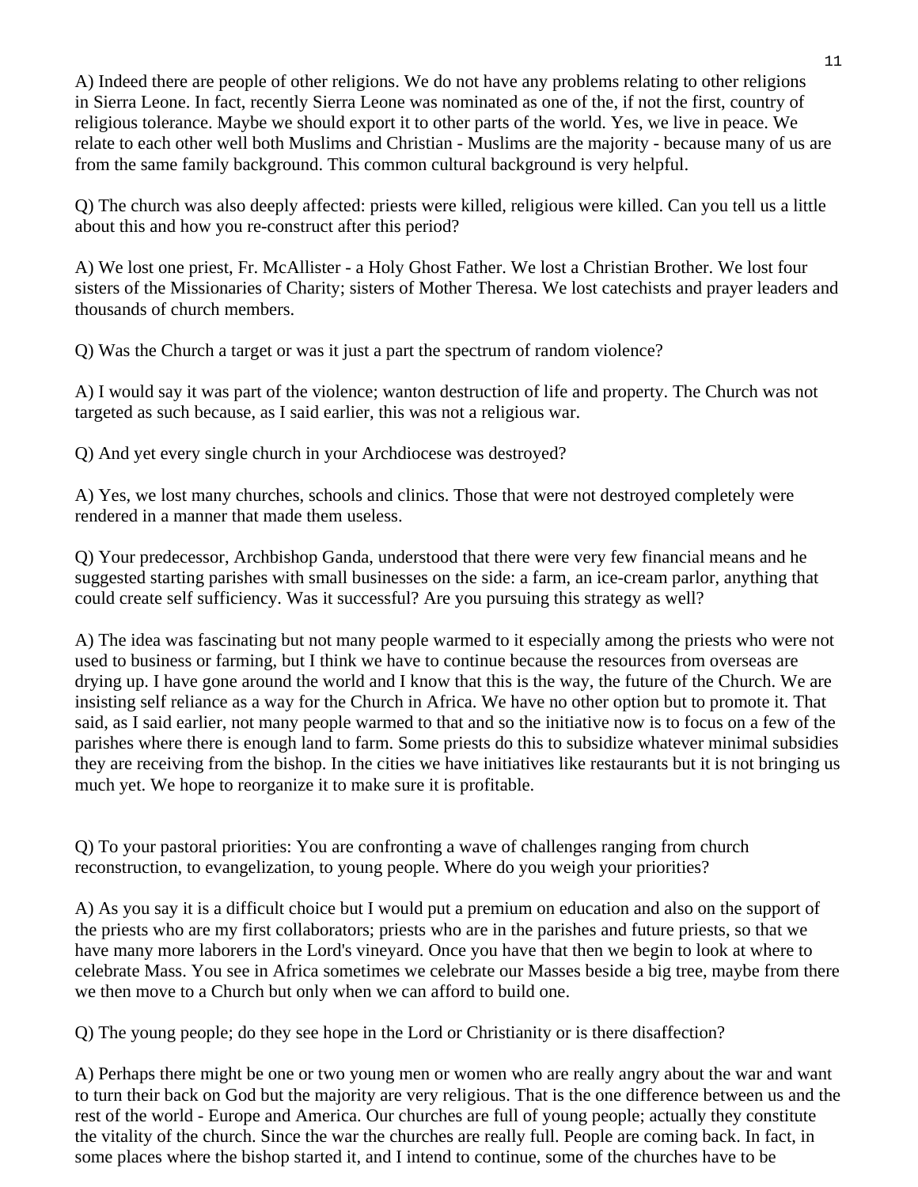A) Indeed there are people of other religions. We do not have any problems relating to other religions in Sierra Leone. In fact, recently Sierra Leone was nominated as one of the, if not the first, country of religious tolerance. Maybe we should export it to other parts of the world. Yes, we live in peace. We relate to each other well both Muslims and Christian - Muslims are the majority - because many of us are from the same family background. This common cultural background is very helpful.

Q) The church was also deeply affected: priests were killed, religious were killed. Can you tell us a little about this and how you re-construct after this period?

A) We lost one priest, Fr. McAllister - a Holy Ghost Father. We lost a Christian Brother. We lost four sisters of the Missionaries of Charity; sisters of Mother Theresa. We lost catechists and prayer leaders and thousands of church members.

Q) Was the Church a target or was it just a part the spectrum of random violence?

A) I would say it was part of the violence; wanton destruction of life and property. The Church was not targeted as such because, as I said earlier, this was not a religious war.

Q) And yet every single church in your Archdiocese was destroyed?

A) Yes, we lost many churches, schools and clinics. Those that were not destroyed completely were rendered in a manner that made them useless.

Q) Your predecessor, Archbishop Ganda, understood that there were very few financial means and he suggested starting parishes with small businesses on the side: a farm, an ice-cream parlor, anything that could create self sufficiency. Was it successful? Are you pursuing this strategy as well?

A) The idea was fascinating but not many people warmed to it especially among the priests who were not used to business or farming, but I think we have to continue because the resources from overseas are drying up. I have gone around the world and I know that this is the way, the future of the Church. We are insisting self reliance as a way for the Church in Africa. We have no other option but to promote it. That said, as I said earlier, not many people warmed to that and so the initiative now is to focus on a few of the parishes where there is enough land to farm. Some priests do this to subsidize whatever minimal subsidies they are receiving from the bishop. In the cities we have initiatives like restaurants but it is not bringing us much yet. We hope to reorganize it to make sure it is profitable.

Q) To your pastoral priorities: You are confronting a wave of challenges ranging from church reconstruction, to evangelization, to young people. Where do you weigh your priorities?

A) As you say it is a difficult choice but I would put a premium on education and also on the support of the priests who are my first collaborators; priests who are in the parishes and future priests, so that we have many more laborers in the Lord's vineyard. Once you have that then we begin to look at where to celebrate Mass. You see in Africa sometimes we celebrate our Masses beside a big tree, maybe from there we then move to a Church but only when we can afford to build one.

Q) The young people; do they see hope in the Lord or Christianity or is there disaffection?

A) Perhaps there might be one or two young men or women who are really angry about the war and want to turn their back on God but the majority are very religious. That is the one difference between us and the rest of the world - Europe and America. Our churches are full of young people; actually they constitute the vitality of the church. Since the war the churches are really full. People are coming back. In fact, in some places where the bishop started it, and I intend to continue, some of the churches have to be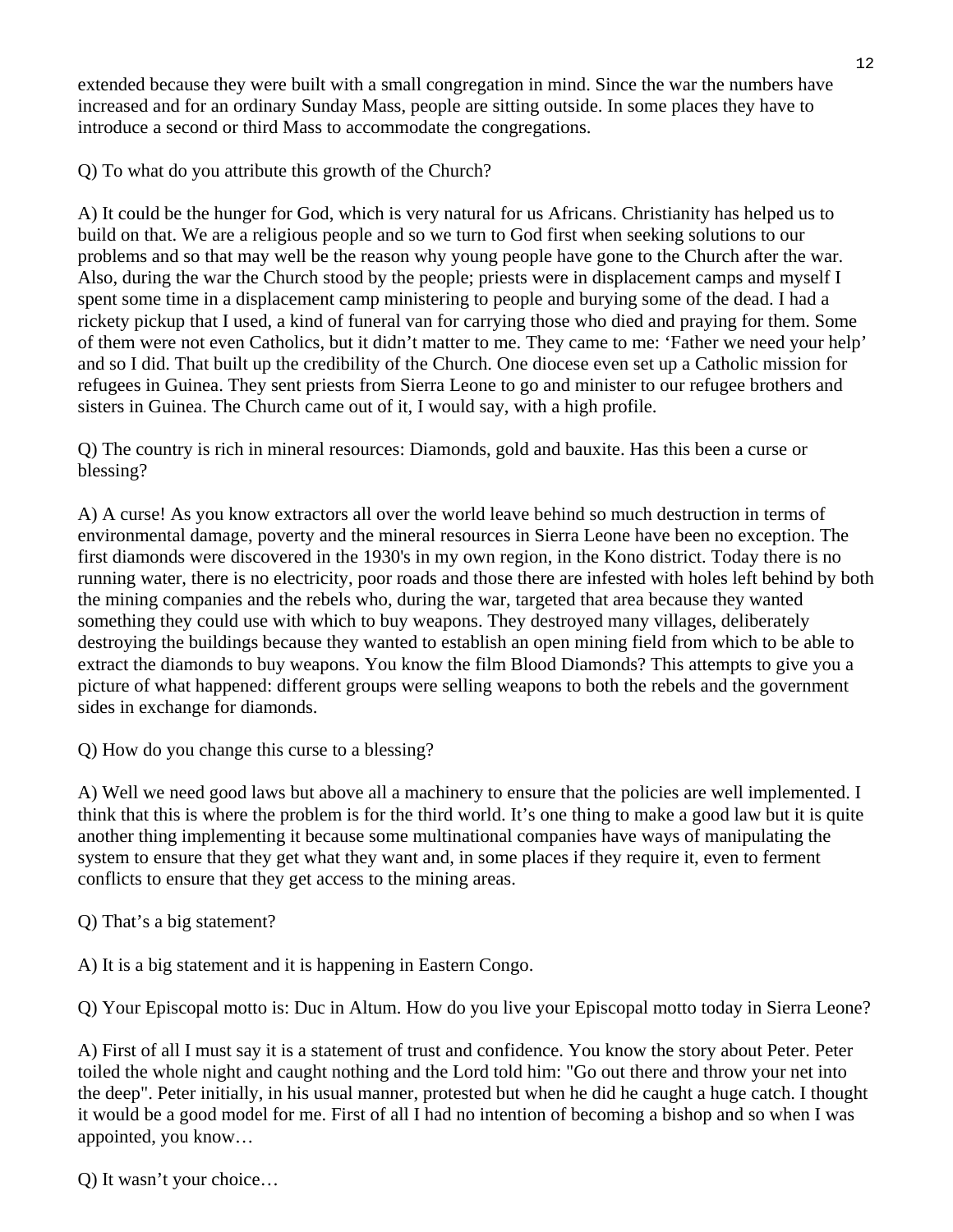extended because they were built with a small congregation in mind. Since the war the numbers have increased and for an ordinary Sunday Mass, people are sitting outside. In some places they have to introduce a second or third Mass to accommodate the congregations.

Q) To what do you attribute this growth of the Church?

A) It could be the hunger for God, which is very natural for us Africans. Christianity has helped us to build on that. We are a religious people and so we turn to God first when seeking solutions to our problems and so that may well be the reason why young people have gone to the Church after the war. Also, during the war the Church stood by the people; priests were in displacement camps and myself I spent some time in a displacement camp ministering to people and burying some of the dead. I had a rickety pickup that I used, a kind of funeral van for carrying those who died and praying for them. Some of them were not even Catholics, but it didn't matter to me. They came to me: 'Father we need your help' and so I did. That built up the credibility of the Church. One diocese even set up a Catholic mission for refugees in Guinea. They sent priests from Sierra Leone to go and minister to our refugee brothers and sisters in Guinea. The Church came out of it, I would say, with a high profile.

Q) The country is rich in mineral resources: Diamonds, gold and bauxite. Has this been a curse or blessing?

A) A curse! As you know extractors all over the world leave behind so much destruction in terms of environmental damage, poverty and the mineral resources in Sierra Leone have been no exception. The first diamonds were discovered in the 1930's in my own region, in the Kono district. Today there is no running water, there is no electricity, poor roads and those there are infested with holes left behind by both the mining companies and the rebels who, during the war, targeted that area because they wanted something they could use with which to buy weapons. They destroyed many villages, deliberately destroying the buildings because they wanted to establish an open mining field from which to be able to extract the diamonds to buy weapons. You know the film Blood Diamonds? This attempts to give you a picture of what happened: different groups were selling weapons to both the rebels and the government sides in exchange for diamonds.

Q) How do you change this curse to a blessing?

A) Well we need good laws but above all a machinery to ensure that the policies are well implemented. I think that this is where the problem is for the third world. It's one thing to make a good law but it is quite another thing implementing it because some multinational companies have ways of manipulating the system to ensure that they get what they want and, in some places if they require it, even to ferment conflicts to ensure that they get access to the mining areas.

Q) That's a big statement?

A) It is a big statement and it is happening in Eastern Congo.

Q) Your Episcopal motto is: Duc in Altum. How do you live your Episcopal motto today in Sierra Leone?

A) First of all I must say it is a statement of trust and confidence. You know the story about Peter. Peter toiled the whole night and caught nothing and the Lord told him: "Go out there and throw your net into the deep". Peter initially, in his usual manner, protested but when he did he caught a huge catch. I thought it would be a good model for me. First of all I had no intention of becoming a bishop and so when I was appointed, you know…

Q) It wasn't your choice…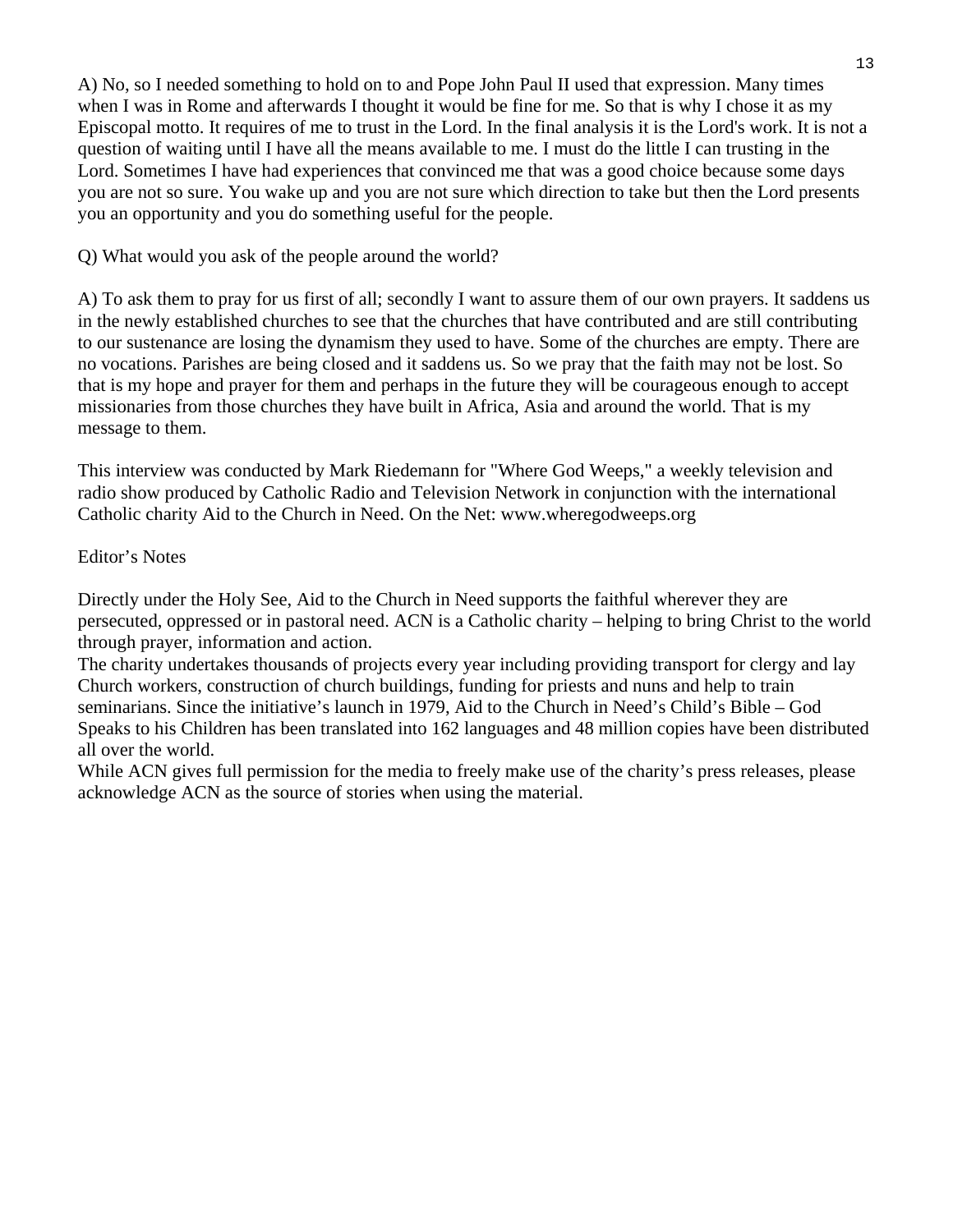A) No, so I needed something to hold on to and Pope John Paul II used that expression. Many times when I was in Rome and afterwards I thought it would be fine for me. So that is why I chose it as my Episcopal motto. It requires of me to trust in the Lord. In the final analysis it is the Lord's work. It is not a question of waiting until I have all the means available to me. I must do the little I can trusting in the Lord. Sometimes I have had experiences that convinced me that was a good choice because some days you are not so sure. You wake up and you are not sure which direction to take but then the Lord presents you an opportunity and you do something useful for the people.

Q) What would you ask of the people around the world?

A) To ask them to pray for us first of all; secondly I want to assure them of our own prayers. It saddens us in the newly established churches to see that the churches that have contributed and are still contributing to our sustenance are losing the dynamism they used to have. Some of the churches are empty. There are no vocations. Parishes are being closed and it saddens us. So we pray that the faith may not be lost. So that is my hope and prayer for them and perhaps in the future they will be courageous enough to accept missionaries from those churches they have built in Africa, Asia and around the world. That is my message to them.

This interview was conducted by Mark Riedemann for "Where God Weeps," a weekly television and radio show produced by Catholic Radio and Television Network in conjunction with the international Catholic charity Aid to the Church in Need. On the Net: www.wheregodweeps.org

Editor’s Notes

Directly under the Holy See, Aid to the Church in Need supports the faithful wherever they are persecuted, oppressed or in pastoral need. ACN is a Catholic charity – helping to bring Christ to the world through prayer, information and action.
The charity undertakes thousands of projects every year including providing transport for clergy and lay Church workers, construction of church buildings, funding for priests and nuns and help to train seminarians. Since the initiative’s launch in 1979, Aid to the Church in Need’s Child’s Bible – God Speaks to his Children has been translated into 162 languages and 48 million copies have been distributed all over the world.
While ACN gives full permission for the media to freely make use of the charity’s press releases, please acknowledge ACN as the source of stories when using the material.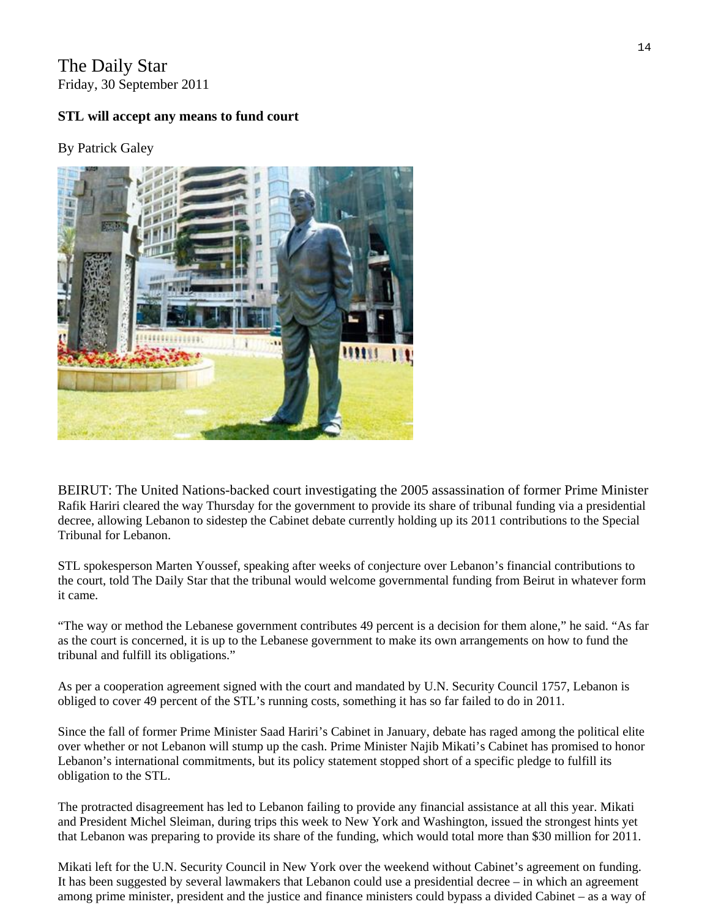The Daily Star
Friday, 30 September 2011

**STL will accept any means to fund court**

By Patrick Galey

BEIRUT: The United Nations-backed court investigating the 2005 assassination of former Prime Minister Rafik Hariri cleared the way Thursday for the government to provide its share of tribunal funding via a presidential decree, allowing Lebanon to sidestep the Cabinet debate currently holding up its 2011 contributions to the Special Tribunal for Lebanon.

STL spokesperson Marten Youssef, speaking after weeks of conjecture over Lebanon's financial contributions to the court, told The Daily Star that the tribunal would welcome governmental funding from Beirut in whatever form it came.

"The way or method the Lebanese government contributes 49 percent is a decision for them alone," he said. "As far as the court is concerned, it is up to the Lebanese government to make its own arrangements on how to fund the tribunal and fulfill its obligations."

As per a cooperation agreement signed with the court and mandated by U.N. Security Council 1757, Lebanon is obliged to cover 49 percent of the STL's running costs, something it has so far failed to do in 2011.

Since the fall of former Prime Minister Saad Hariri's Cabinet in January, debate has raged among the political elite over whether or not Lebanon will stump up the cash. Prime Minister Najib Mikati's Cabinet has promised to honor Lebanon's international commitments, but its policy statement stopped short of a specific pledge to fulfill its obligation to the STL.

The protracted disagreement has led to Lebanon failing to provide any financial assistance at all this year. Mikati and President Michel Sleiman, during trips this week to New York and Washington, issued the strongest hints yet that Lebanon was preparing to provide its share of the funding, which would total more than $30 million for 2011.

Mikati left for the U.N. Security Council in New York over the weekend without Cabinet's agreement on funding. It has been suggested by several lawmakers that Lebanon could use a presidential decree – in which an agreement among prime minister, president and the justice and finance ministers could bypass a divided Cabinet – as a way of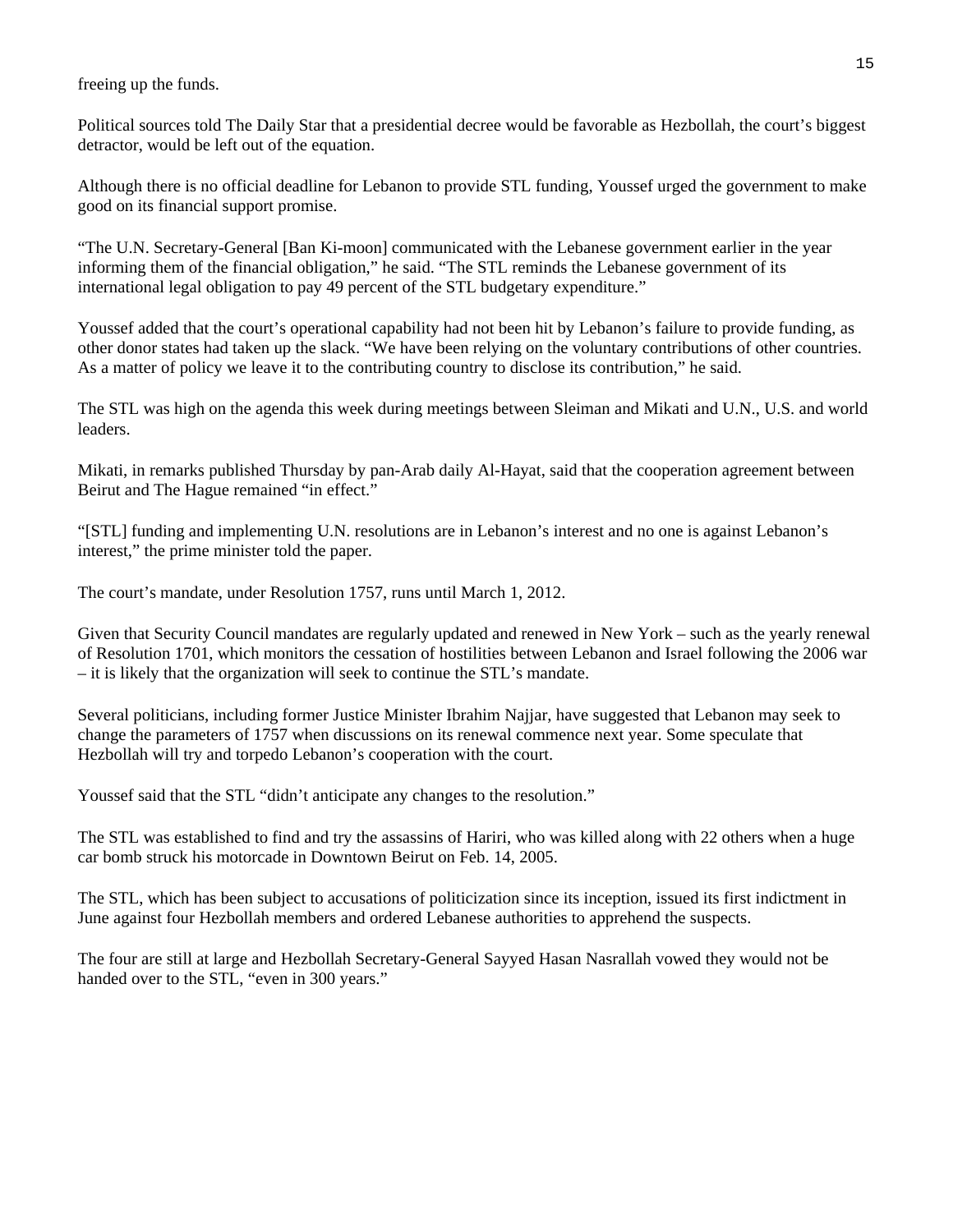freeing up the funds.

Political sources told The Daily Star that a presidential decree would be favorable as Hezbollah, the court's biggest detractor, would be left out of the equation.

Although there is no official deadline for Lebanon to provide STL funding, Youssef urged the government to make good on its financial support promise.

"The U.N. Secretary-General [Ban Ki-moon] communicated with the Lebanese government earlier in the year informing them of the financial obligation," he said. "The STL reminds the Lebanese government of its international legal obligation to pay 49 percent of the STL budgetary expenditure."

Youssef added that the court's operational capability had not been hit by Lebanon's failure to provide funding, as other donor states had taken up the slack. "We have been relying on the voluntary contributions of other countries. As a matter of policy we leave it to the contributing country to disclose its contribution," he said.

The STL was high on the agenda this week during meetings between Sleiman and Mikati and U.N., U.S. and world leaders.

Mikati, in remarks published Thursday by pan-Arab daily Al-Hayat, said that the cooperation agreement between Beirut and The Hague remained "in effect."

"[STL] funding and implementing U.N. resolutions are in Lebanon's interest and no one is against Lebanon's interest," the prime minister told the paper.

The court's mandate, under Resolution 1757, runs until March 1, 2012.

Given that Security Council mandates are regularly updated and renewed in New York – such as the yearly renewal of Resolution 1701, which monitors the cessation of hostilities between Lebanon and Israel following the 2006 war – it is likely that the organization will seek to continue the STL's mandate.

Several politicians, including former Justice Minister Ibrahim Najjar, have suggested that Lebanon may seek to change the parameters of 1757 when discussions on its renewal commence next year. Some speculate that Hezbollah will try and torpedo Lebanon's cooperation with the court.

Youssef said that the STL "didn't anticipate any changes to the resolution."

The STL was established to find and try the assassins of Hariri, who was killed along with 22 others when a huge car bomb struck his motorcade in Downtown Beirut on Feb. 14, 2005.

The STL, which has been subject to accusations of politicization since its inception, issued its first indictment in June against four Hezbollah members and ordered Lebanese authorities to apprehend the suspects.

The four are still at large and Hezbollah Secretary-General Sayyed Hasan Nasrallah vowed they would not be handed over to the STL, "even in 300 years."